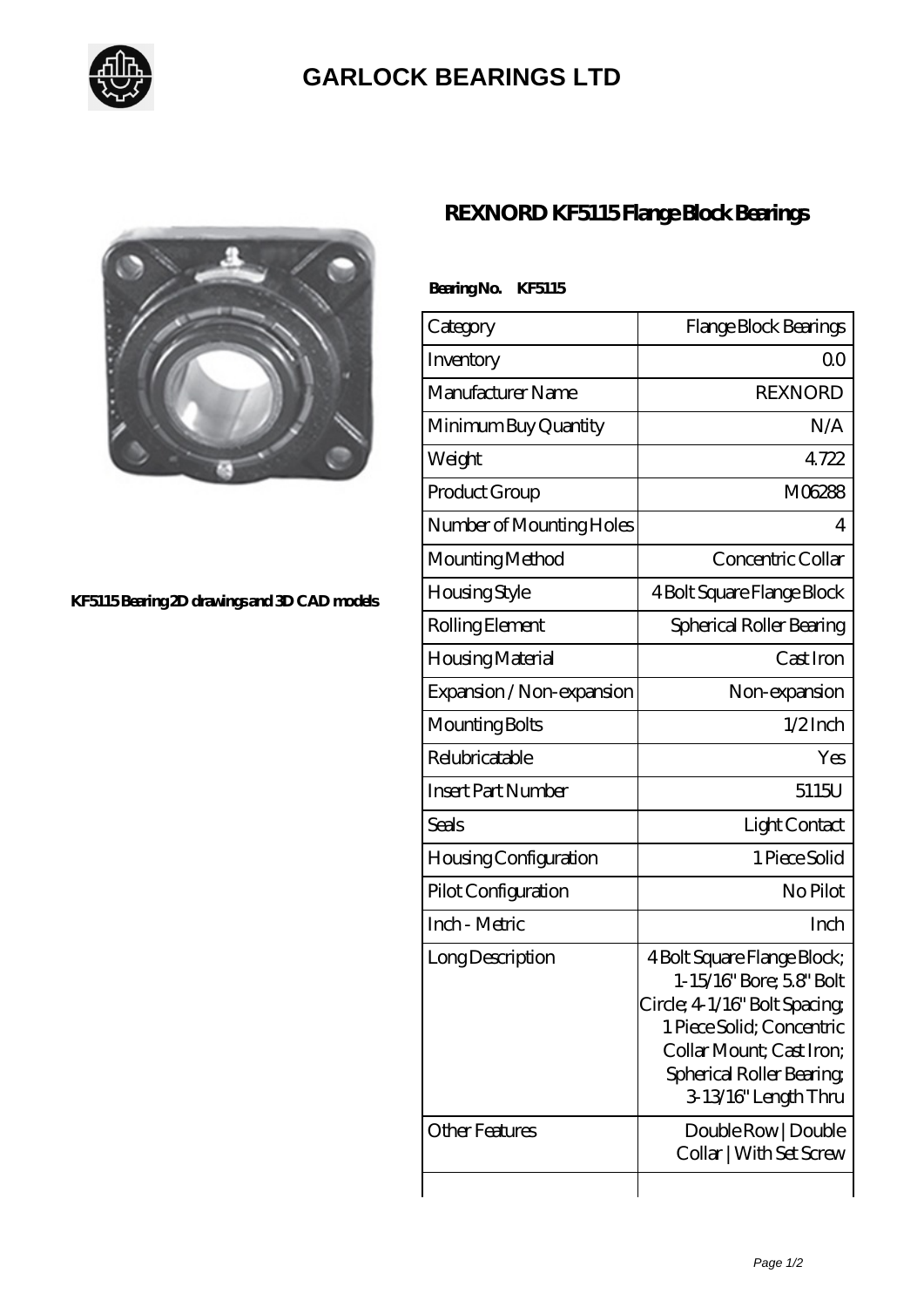# GARLOCK BEARINGS LTD

KF5115 Bearing 2D drawings and 3D CAD models

## REXNORD KF5115 Flange Block Bearings

**Bearing No. KF5115**

| | |
|---|---|
| Category | Flange Block Bearings |
| Inventory | 0.0 |
| Manufacturer Name | REXNORD |
| Minimum Buy Quantity | N/A |
| Weight | 4.722 |
| Product Group | M06288 |
| Number of Mounting Holes | 4 |
| Mounting Method | Concentric Collar |
| Housing Style | 4 Bolt Square Flange Block |
| Rolling Element | Spherical Roller Bearing |
| Housing Material | Cast Iron |
| Expansion / Non-expansion | Non-expansion |
| Mounting Bolts | 1/2 Inch |
| Relubricatable | Yes |
| Insert Part Number | 5115U |
| Seals | Light Contact |
| Housing Configuration | 1 Piece Solid |
| Pilot Configuration | No Pilot |
| Inch - Metric | Inch |
| Long Description | 4 Bolt Square Flange Block; 1-15/16" Bore; 5.8" Bolt Circle; 4-1/16" Bolt Spacing; 1 Piece Solid; Concentric Collar Mount; Cast Iron; Spherical Roller Bearing; 3-13/16" Length Thru |
| Other Features | Double Row \| Double Collar \| With Set Screw |
| | |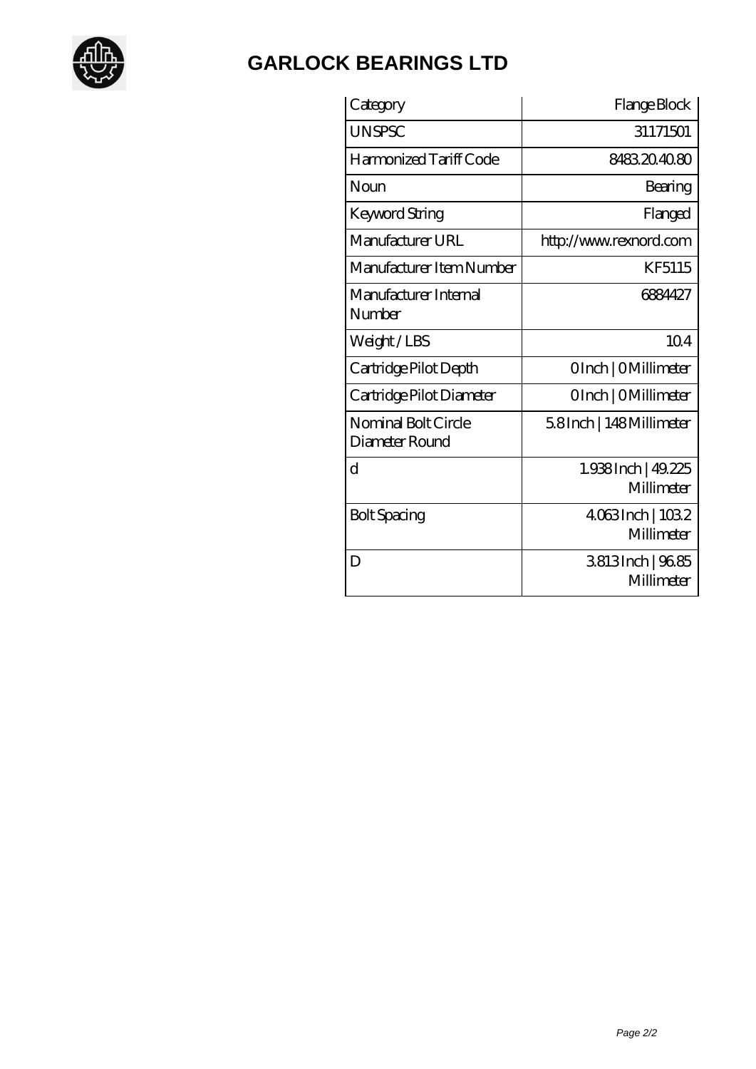# GARLOCK BEARINGS LTD

| | |
|---|---|
| Category | Flange Block |
| UNSPSC | 31171501 |
| Harmonized Tariff Code | 8483.20.40.80 |
| Noun | Bearing |
| Keyword String | Flanged |
| Manufacturer URL | http://www.rexnord.com |
| Manufacturer Item Number | KF5115 |
| Manufacturer Internal Number | 6884427 |
| Weight / LBS | 10.4 |
| Cartridge Pilot Depth | 0 Inch \| 0 Millimeter |
| Cartridge Pilot Diameter | 0 Inch \| 0 Millimeter |
| Nominal Bolt Circle Diameter Round | 5.8 Inch \| 148 Millimeter |
| d | 1.938 Inch \| 49.225 Millimeter |
| Bolt Spacing | 4.063 Inch \| 103.2 Millimeter |
| D | 3.813 Inch \| 96.85 Millimeter |